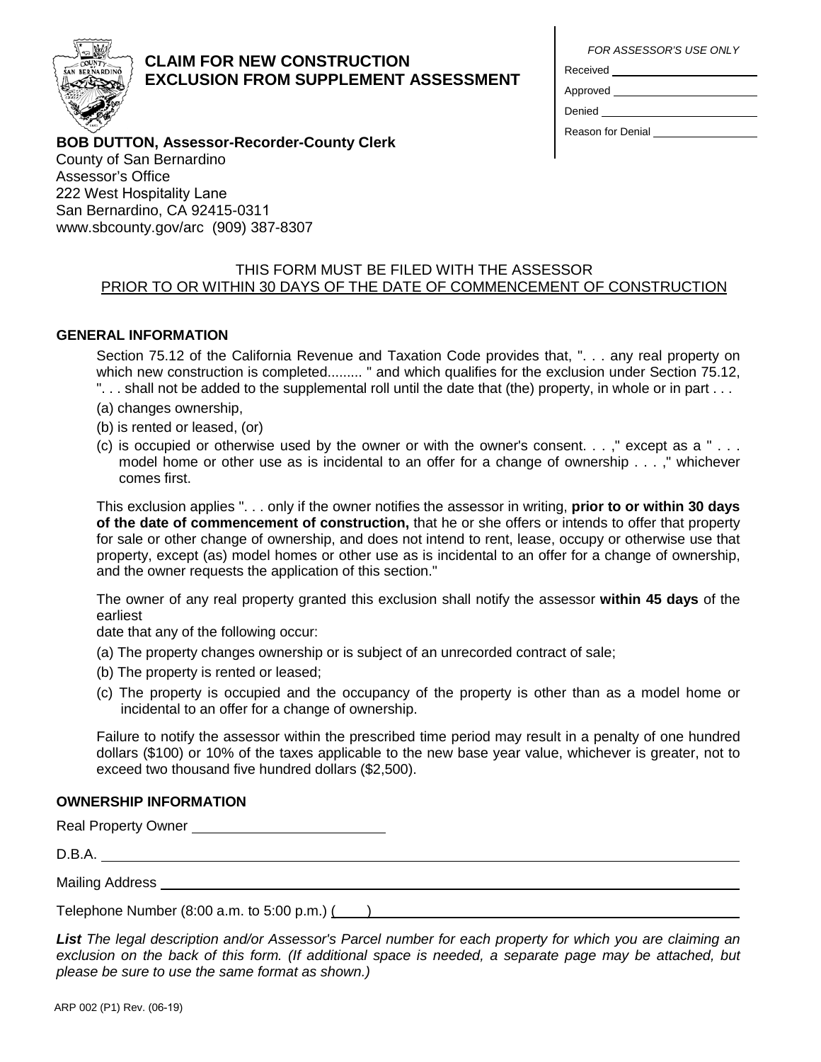# CLAIM FOR NEW CONSTRUCTION EXCLUSION FROM SUPPLEMENT ASSESSMENT

*FOR ASSESSOR'S USE ONLY*

Received \_\_\_\_\_\_\_\_\_\_\_\_\_\_\_\_\_\_\_\_

Approved \_\_\_\_\_\_\_\_\_\_\_\_\_\_\_\_\_\_\_\_

Denied \_\_\_\_\_\_\_\_\_\_\_\_\_\_\_\_\_\_\_\_

Reason for Denial \_\_\_\_\_\_\_\_\_\_\_\_\_\_\_\_\_\_\_\_

**BOB DUTTON, Assessor-Recorder-County Clerk**
County of San Bernardino
Assessor's Office
222 West Hospitality Lane
San Bernardino, CA 92415-0311
www.sbcounty.gov/arc (909) 387-8307

THIS FORM MUST BE FILED WITH THE ASSESSOR
PRIOR TO OR WITHIN 30 DAYS OF THE DATE OF COMMENCEMENT OF CONSTRUCTION

## GENERAL INFORMATION

Section 75.12 of the California Revenue and Taxation Code provides that, ". . . any real property on which new construction is completed......... " and which qualifies for the exclusion under Section 75.12, ". . . shall not be added to the supplemental roll until the date that (the) property, in whole or in part . . .

(a) changes ownership,

(b) is rented or leased, (or)

(c) is occupied or otherwise used by the owner or with the owner's consent. . . ," except as a " . . . model home or other use as is incidental to an offer for a change of ownership . . . ," whichever comes first.

This exclusion applies ". . . only if the owner notifies the assessor in writing, **prior to or within 30 days of the date of commencement of construction,** that he or she offers or intends to offer that property for sale or other change of ownership, and does not intend to rent, lease, occupy or otherwise use that property, except (as) model homes or other use as is incidental to an offer for a change of ownership, and the owner requests the application of this section."

The owner of any real property granted this exclusion shall notify the assessor **within 45 days** of the earliest
date that any of the following occur:

(a) The property changes ownership or is subject of an unrecorded contract of sale;

(b) The property is rented or leased;

(c) The property is occupied and the occupancy of the property is other than as a model home or incidental to an offer for a change of ownership.

Failure to notify the assessor within the prescribed time period may result in a penalty of one hundred dollars ($100) or 10% of the taxes applicable to the new base year value, whichever is greater, not to exceed two thousand five hundred dollars ($2,500).

## OWNERSHIP INFORMATION

Real Property Owner \_\_\_\_\_\_\_\_\_\_\_\_\_\_\_\_\_\_\_\_

D.B.A. \_\_\_\_\_\_\_\_\_\_\_\_\_\_\_\_\_\_\_\_

Mailing Address \_\_\_\_\_\_\_\_\_\_\_\_\_\_\_\_\_\_\_\_

Telephone Number (8:00 a.m. to 5:00 p.m.) (\_\_\_\_) \_\_\_\_\_\_\_\_\_\_\_\_\_\_\_\_\_\_\_\_

***List*** *The legal description and/or Assessor's Parcel number for each property for which you are claiming an exclusion on the back of this form. (If additional space is needed, a separate page may be attached, but please be sure to use the same format as shown.)*

ARP 002 (P1) Rev. (06-19)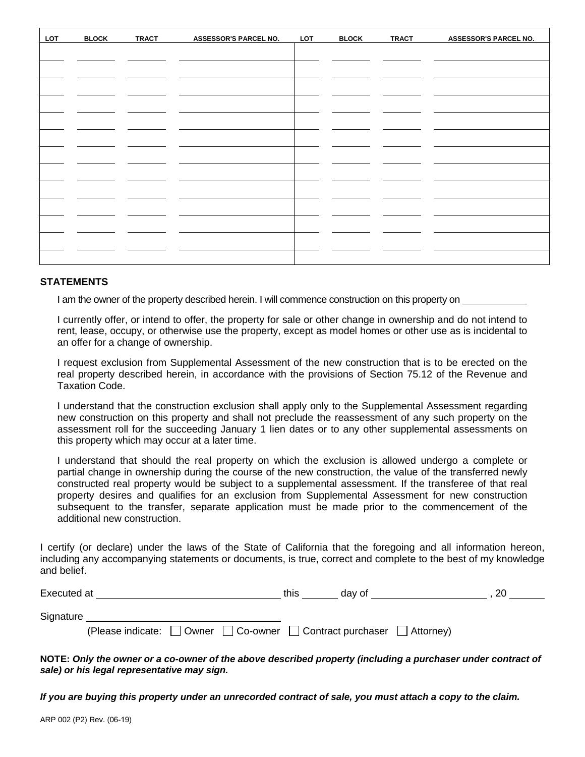| LOT | BLOCK | TRACT | ASSESSOR'S PARCEL NO. | LOT | BLOCK | TRACT | ASSESSOR'S PARCEL NO. |
| --- | --- | --- | --- | --- | --- | --- | --- |
| | | | | | | | |
| | | | | | | | |
| | | | | | | | |
| | | | | | | | |
| | | | | | | | |
| | | | | | | | |
| | | | | | | | |
| | | | | | | | |
| | | | | | | | |
| | | | | | | | |
| | | | | | | | |
| | | | | | | | |

**STATEMENTS**

I am the owner of the property described herein. I will commence construction on this property on ____________

I currently offer, or intend to offer, the property for sale or other change in ownership and do not intend to rent, lease, occupy, or otherwise use the property, except as model homes or other use as is incidental to an offer for a change of ownership.

I request exclusion from Supplemental Assessment of the new construction that is to be erected on the real property described herein, in accordance with the provisions of Section 75.12 of the Revenue and Taxation Code.

I understand that the construction exclusion shall apply only to the Supplemental Assessment regarding new construction on this property and shall not preclude the reassessment of any such property on the assessment roll for the succeeding January 1 lien dates or to any other supplemental assessments on this property which may occur at a later time.

I understand that should the real property on which the exclusion is allowed undergo a complete or partial change in ownership during the course of the new construction, the value of the transferred newly constructed real property would be subject to a supplemental assessment. If the transferee of that real property desires and qualifies for an exclusion from Supplemental Assessment for new construction subsequent to the transfer, separate application must be made prior to the commencement of the additional new construction.

I certify (or declare) under the laws of the State of California that the foregoing and all information hereon, including any accompanying statements or documents, is true, correct and complete to the best of my knowledge and belief.

Executed at ________________________________ this ______ day of ____________________ , 20 ______

Signature ________________________________

(Please indicate: ☐ Owner ☐ Co-owner ☐ Contract purchaser ☐ Attorney)

**NOTE:** ***Only the owner or a co-owner of the above described property (including a purchaser under contract of sale) or his legal representative may sign.***

***If you are buying this property under an unrecorded contract of sale, you must attach a copy to the claim.***

ARP 002 (P2) Rev. (06-19)